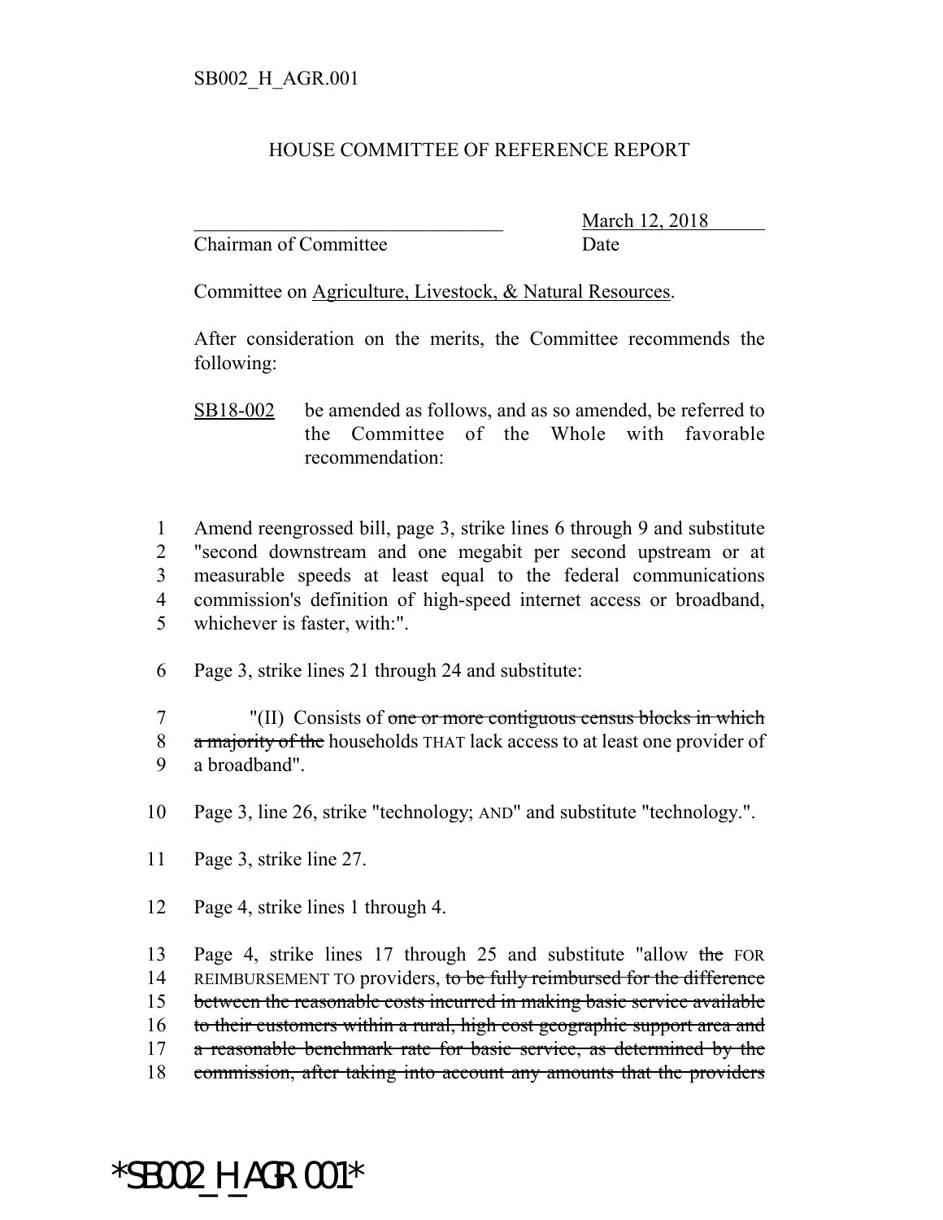SB002_H_AGR.001

HOUSE COMMITTEE OF REFERENCE REPORT

_______________________________ March 12, 2018
Chairman of Committee Date

Committee on Agriculture, Livestock, & Natural Resources.

After consideration on the merits, the Committee recommends the following:

SB18-002 be amended as follows, and as so amended, be referred to the Committee of the Whole with favorable recommendation:

1 Amend reengrossed bill, page 3, strike lines 6 through 9 and substitute
2 "second downstream and one megabit per second upstream or at
3 measurable speeds at least equal to the federal communications
4 commission's definition of high-speed internet access or broadband,
5 whichever is faster, with:".

6 Page 3, strike lines 21 through 24 and substitute:

7 "(II) Consists of ~~one or more contiguous census blocks in which~~
8 ~~a majority of the~~ households THAT lack access to at least one provider of
9 a broadband".

10 Page 3, line 26, strike "technology; AND" and substitute "technology.".

11 Page 3, strike line 27.

12 Page 4, strike lines 1 through 4.

13 Page 4, strike lines 17 through 25 and substitute "allow ~~the~~ FOR
14 REIMBURSEMENT TO providers, ~~to be fully reimbursed for the difference~~
15 ~~between the reasonable costs incurred in making basic service available~~
16 ~~to their customers within a rural, high cost geographic support area and~~
17 ~~a reasonable benchmark rate for basic service, as determined by the~~
18 ~~commission, after taking into account any amounts that the providers~~

*SB002_H_AGR.001*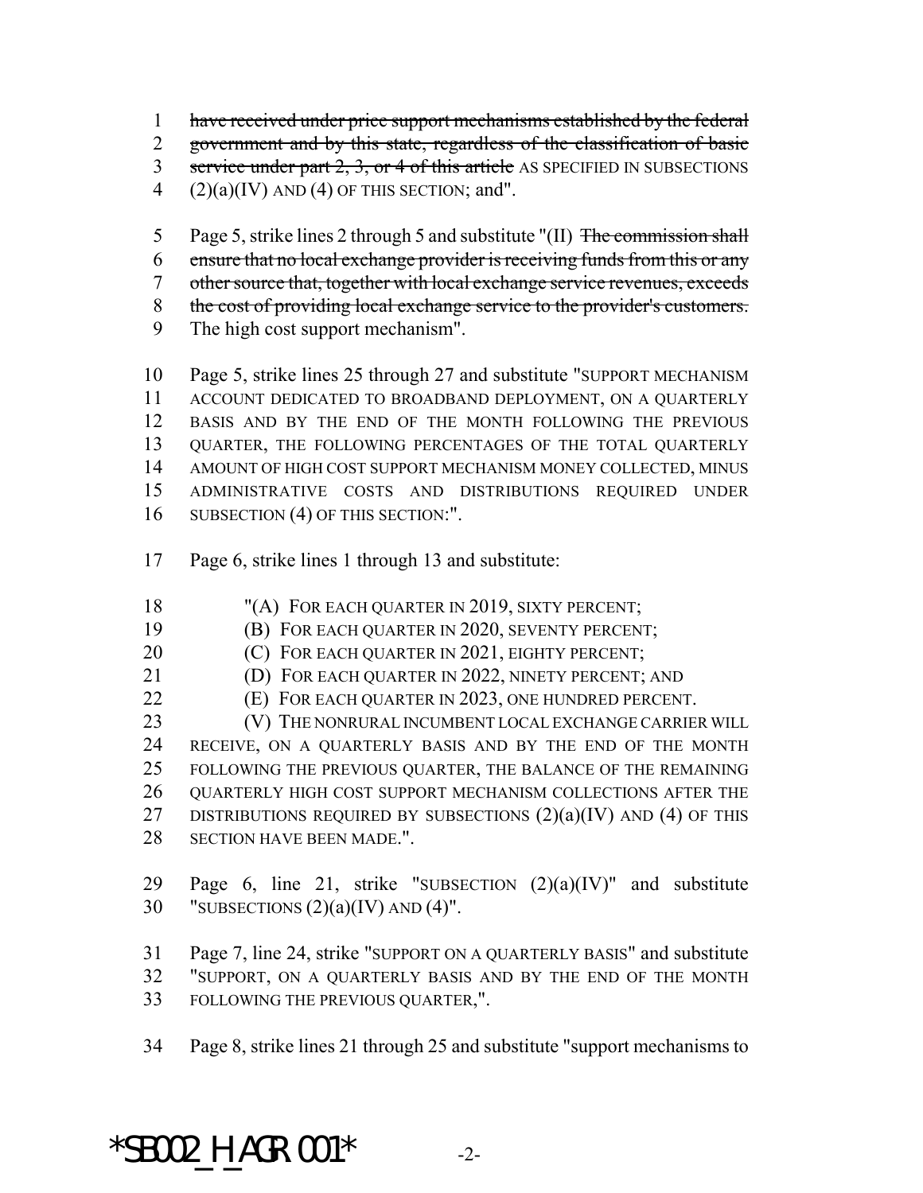~~have received under price support mechanisms established by the federal government and by this state, regardless of the classification of basic service under part 2, 3, or 4 of this article~~ AS SPECIFIED IN SUBSECTIONS (2)(a)(IV) AND (4) OF THIS SECTION; and".

Page 5, strike lines 2 through 5 and substitute "(II) ~~The commission shall ensure that no local exchange provider is receiving funds from this or any other source that, together with local exchange service revenues, exceeds the cost of providing local exchange service to the provider's customers.~~ The high cost support mechanism".

Page 5, strike lines 25 through 27 and substitute "SUPPORT MECHANISM ACCOUNT DEDICATED TO BROADBAND DEPLOYMENT, ON A QUARTERLY BASIS AND BY THE END OF THE MONTH FOLLOWING THE PREVIOUS QUARTER, THE FOLLOWING PERCENTAGES OF THE TOTAL QUARTERLY AMOUNT OF HIGH COST SUPPORT MECHANISM MONEY COLLECTED, MINUS ADMINISTRATIVE COSTS AND DISTRIBUTIONS REQUIRED UNDER SUBSECTION (4) OF THIS SECTION:".

Page 6, strike lines 1 through 13 and substitute:

"(A) FOR EACH QUARTER IN 2019, SIXTY PERCENT;

(B) FOR EACH QUARTER IN 2020, SEVENTY PERCENT;

(C) FOR EACH QUARTER IN 2021, EIGHTY PERCENT;

(D) FOR EACH QUARTER IN 2022, NINETY PERCENT; AND

(E) FOR EACH QUARTER IN 2023, ONE HUNDRED PERCENT.

(V) THE NONRURAL INCUMBENT LOCAL EXCHANGE CARRIER WILL RECEIVE, ON A QUARTERLY BASIS AND BY THE END OF THE MONTH FOLLOWING THE PREVIOUS QUARTER, THE BALANCE OF THE REMAINING QUARTERLY HIGH COST SUPPORT MECHANISM COLLECTIONS AFTER THE DISTRIBUTIONS REQUIRED BY SUBSECTIONS (2)(a)(IV) AND (4) OF THIS SECTION HAVE BEEN MADE.".

Page 6, line 21, strike "SUBSECTION (2)(a)(IV)" and substitute "SUBSECTIONS (2)(a)(IV) AND (4)".

Page 7, line 24, strike "SUPPORT ON A QUARTERLY BASIS" and substitute "SUPPORT, ON A QUARTERLY BASIS AND BY THE END OF THE MONTH FOLLOWING THE PREVIOUS QUARTER,".

Page 8, strike lines 21 through 25 and substitute "support mechanisms to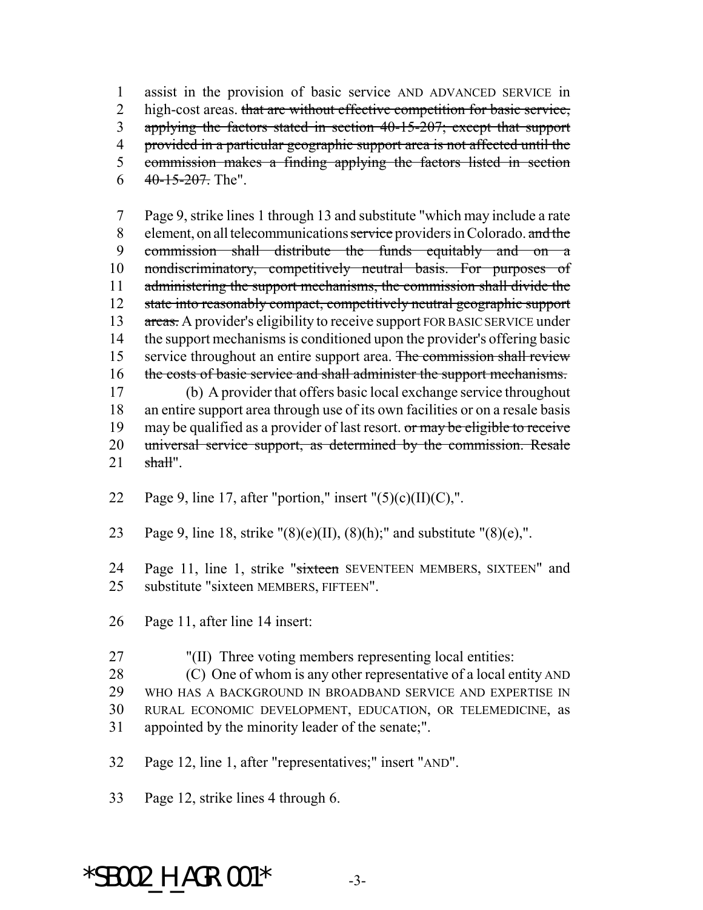1 assist in the provision of basic service AND ADVANCED SERVICE in
2 high-cost areas. ~~that are without effective competition for basic service,~~
3 ~~applying the factors stated in section 40-15-207; except that support~~
4 ~~provided in a particular geographic support area is not affected until the~~
5 ~~commission makes a finding applying the factors listed in section~~
6 ~~40-15-207.~~ The".

7 Page 9, strike lines 1 through 13 and substitute "which may include a rate
8 element, on all telecommunications ~~service~~ providers in Colorado. ~~and the~~
9 ~~commission shall distribute the funds equitably and on a~~
10 ~~nondiscriminatory, competitively neutral basis. For purposes of~~
11 ~~administering the support mechanisms, the commission shall divide the~~
12 ~~state into reasonably compact, competitively neutral geographic support~~
13 ~~areas.~~ A provider's eligibility to receive support FOR BASIC SERVICE under
14 the support mechanisms is conditioned upon the provider's offering basic
15 service throughout an entire support area. ~~The commission shall review~~
16 ~~the costs of basic service and shall administer the support mechanisms.~~
17 (b) A provider that offers basic local exchange service throughout
18 an entire support area through use of its own facilities or on a resale basis
19 may be qualified as a provider of last resort. ~~or may be eligible to receive~~
20 ~~universal service support, as determined by the commission. Resale~~
21 ~~shall~~".

22 Page 9, line 17, after "portion," insert "(5)(c)(II)(C),".

23 Page 9, line 18, strike "(8)(e)(II), (8)(h);" and substitute "(8)(e),".

24 Page 11, line 1, strike "~~sixteen~~ SEVENTEEN MEMBERS, SIXTEEN" and
25 substitute "sixteen MEMBERS, FIFTEEN".

26 Page 11, after line 14 insert:

27 "(II) Three voting members representing local entities:
28 (C) One of whom is any other representative of a local entity AND
29 WHO HAS A BACKGROUND IN BROADBAND SERVICE AND EXPERTISE IN
30 RURAL ECONOMIC DEVELOPMENT, EDUCATION, OR TELEMEDICINE, as
31 appointed by the minority leader of the senate;".

32 Page 12, line 1, after "representatives;" insert "AND".

33 Page 12, strike lines 4 through 6.

*SB002_H_AGR.001*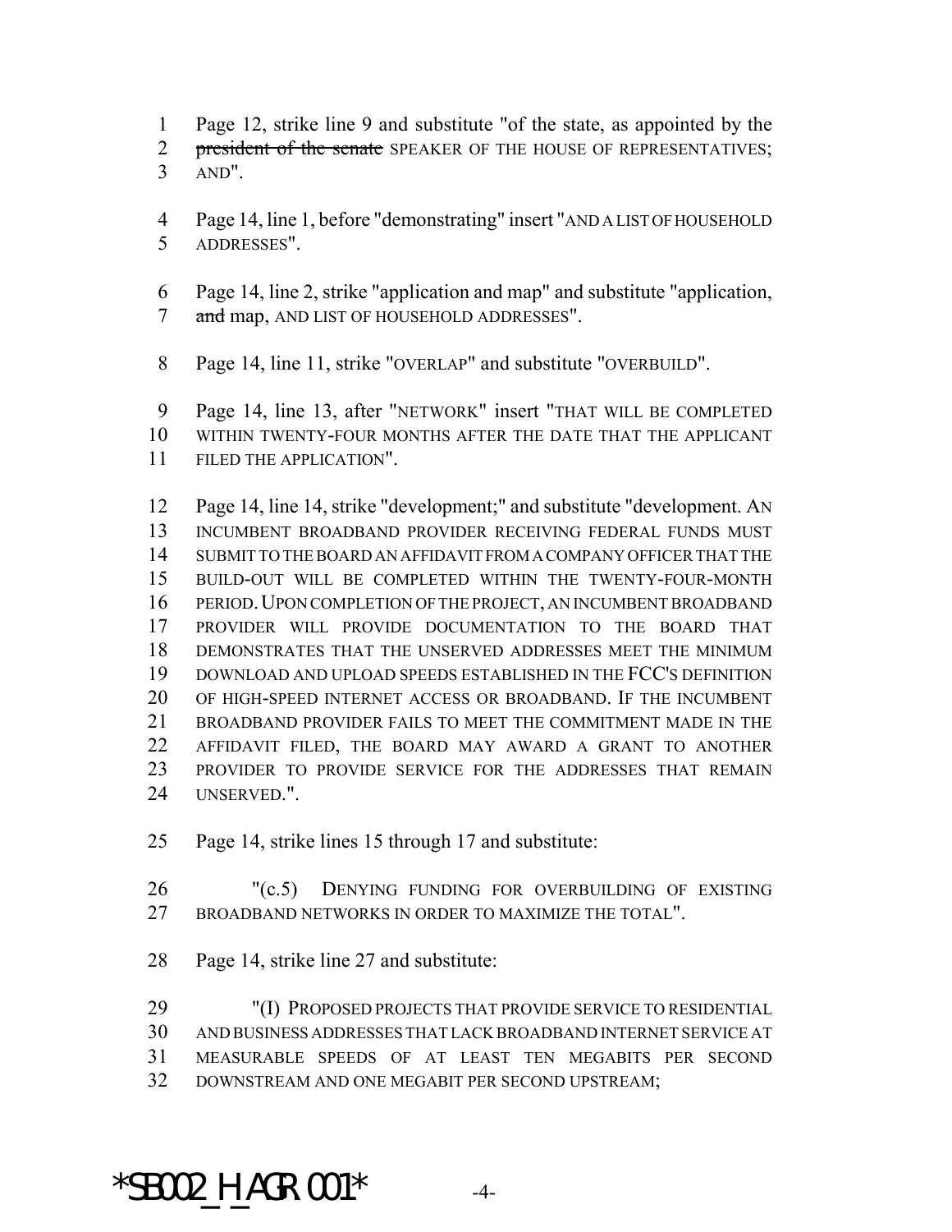Page 12, strike line 9 and substitute "of the state, as appointed by the ~~president of the senate~~ SPEAKER OF THE HOUSE OF REPRESENTATIVES; AND".

Page 14, line 1, before "demonstrating" insert "AND A LIST OF HOUSEHOLD ADDRESSES".

Page 14, line 2, strike "application and map" and substitute "application, ~~and~~ map, AND LIST OF HOUSEHOLD ADDRESSES".

Page 14, line 11, strike "OVERLAP" and substitute "OVERBUILD".

Page 14, line 13, after "NETWORK" insert "THAT WILL BE COMPLETED WITHIN TWENTY-FOUR MONTHS AFTER THE DATE THAT THE APPLICANT FILED THE APPLICATION".

Page 14, line 14, strike "development;" and substitute "development. AN INCUMBENT BROADBAND PROVIDER RECEIVING FEDERAL FUNDS MUST SUBMIT TO THE BOARD AN AFFIDAVIT FROM A COMPANY OFFICER THAT THE BUILD-OUT WILL BE COMPLETED WITHIN THE TWENTY-FOUR-MONTH PERIOD. UPON COMPLETION OF THE PROJECT, AN INCUMBENT BROADBAND PROVIDER WILL PROVIDE DOCUMENTATION TO THE BOARD THAT DEMONSTRATES THAT THE UNSERVED ADDRESSES MEET THE MINIMUM DOWNLOAD AND UPLOAD SPEEDS ESTABLISHED IN THE FCC'S DEFINITION OF HIGH-SPEED INTERNET ACCESS OR BROADBAND. IF THE INCUMBENT BROADBAND PROVIDER FAILS TO MEET THE COMMITMENT MADE IN THE AFFIDAVIT FILED, THE BOARD MAY AWARD A GRANT TO ANOTHER PROVIDER TO PROVIDE SERVICE FOR THE ADDRESSES THAT REMAIN UNSERVED.".

Page 14, strike lines 15 through 17 and substitute:

"(c.5) DENYING FUNDING FOR OVERBUILDING OF EXISTING BROADBAND NETWORKS IN ORDER TO MAXIMIZE THE TOTAL".

Page 14, strike line 27 and substitute:

"(I) PROPOSED PROJECTS THAT PROVIDE SERVICE TO RESIDENTIAL AND BUSINESS ADDRESSES THAT LACK BROADBAND INTERNET SERVICE AT MEASURABLE SPEEDS OF AT LEAST TEN MEGABITS PER SECOND DOWNSTREAM AND ONE MEGABIT PER SECOND UPSTREAM;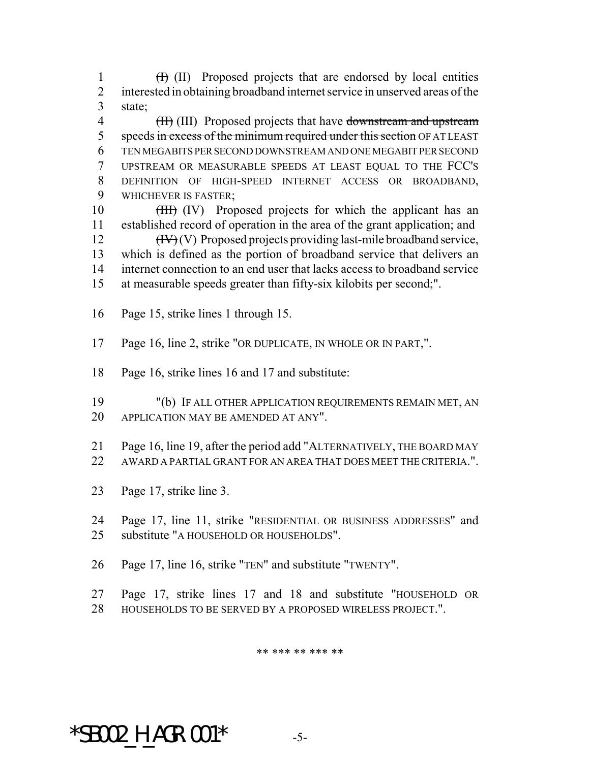1 ~~(I)~~ (II) Proposed projects that are endorsed by local entities
2 interested in obtaining broadband internet service in unserved areas of the
3 state;

4 ~~(II)~~ (III) Proposed projects that have ~~downstream and upstream~~
5 speeds ~~in excess of the minimum required under this section~~ OF AT LEAST
6 TEN MEGABITS PER SECOND DOWNSTREAM AND ONE MEGABIT PER SECOND
7 UPSTREAM OR MEASURABLE SPEEDS AT LEAST EQUAL TO THE FCC'S
8 DEFINITION OF HIGH-SPEED INTERNET ACCESS OR BROADBAND,
9 WHICHEVER IS FASTER;

10 ~~(III)~~ (IV) Proposed projects for which the applicant has an
11 established record of operation in the area of the grant application; and

12 ~~(IV)~~ (V) Proposed projects providing last-mile broadband service,
13 which is defined as the portion of broadband service that delivers an
14 internet connection to an end user that lacks access to broadband service
15 at measurable speeds greater than fifty-six kilobits per second;".

16 Page 15, strike lines 1 through 15.

17 Page 16, line 2, strike "OR DUPLICATE, IN WHOLE OR IN PART,".

18 Page 16, strike lines 16 and 17 and substitute:

19 "(b) IF ALL OTHER APPLICATION REQUIREMENTS REMAIN MET, AN
20 APPLICATION MAY BE AMENDED AT ANY".

21 Page 16, line 19, after the period add "ALTERNATIVELY, THE BOARD MAY
22 AWARD A PARTIAL GRANT FOR AN AREA THAT DOES MEET THE CRITERIA.".

23 Page 17, strike line 3.

24 Page 17, line 11, strike "RESIDENTIAL OR BUSINESS ADDRESSES" and
25 substitute "A HOUSEHOLD OR HOUSEHOLDS".

26 Page 17, line 16, strike "TEN" and substitute "TWENTY".

27 Page 17, strike lines 17 and 18 and substitute "HOUSEHOLD OR
28 HOUSEHOLDS TO BE SERVED BY A PROPOSED WIRELESS PROJECT.".

** *** ** *** **

*SB002_H_AGR.001*